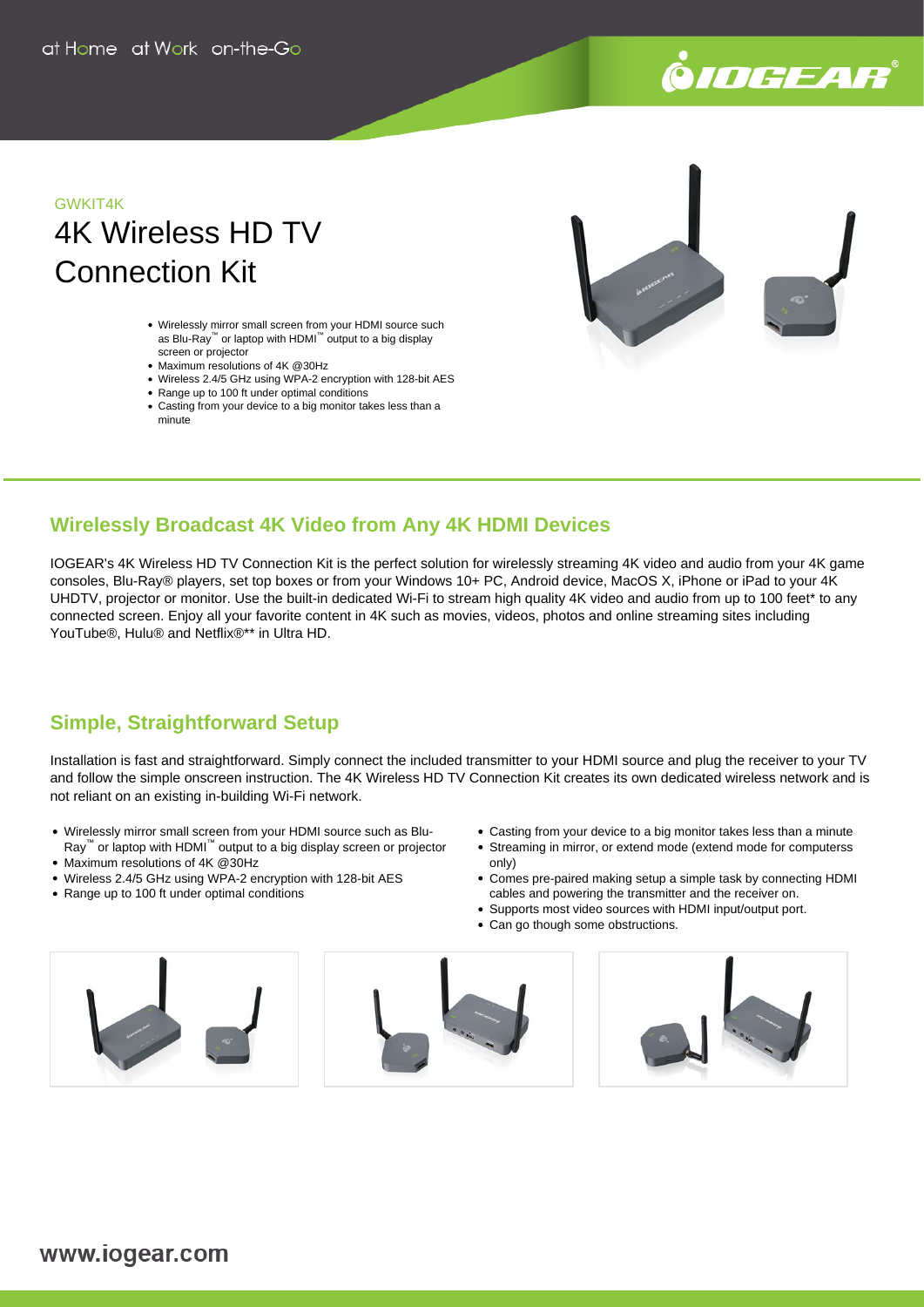at Home at Work on-the-Go

GWKIT4K

# 4K Wireless HD TV Connection Kit

- Wirelessly mirror small screen from your HDMI source such as Blu-Ray™ or laptop with HDMI™ output to a big display screen or projector
- Maximum resolutions of 4K @30Hz
- Wireless 2.4/5 GHz using WPA-2 encryption with 128-bit AES
- Range up to 100 ft under optimal conditions
- Casting from your device to a big monitor takes less than a minute

## Wirelessly Broadcast 4K Video from Any 4K HDMI Devices

IOGEAR's 4K Wireless HD TV Connection Kit is the perfect solution for wirelessly streaming 4K video and audio from your 4K game consoles, Blu-Ray® players, set top boxes or from your Windows 10+ PC, Android device, MacOS X, iPhone or iPad to your 4K UHDTV, projector or monitor. Use the built-in dedicated Wi-Fi to stream high quality 4K video and audio from up to 100 feet* to any connected screen. Enjoy all your favorite content in 4K such as movies, videos, photos and online streaming sites including YouTube®, Hulu® and Netflix®** in Ultra HD.

## Simple, Straightforward Setup

Installation is fast and straightforward. Simply connect the included transmitter to your HDMI source and plug the receiver to your TV and follow the simple onscreen instruction. The 4K Wireless HD TV Connection Kit creates its own dedicated wireless network and is not reliant on an existing in-building Wi-Fi network.

- Wirelessly mirror small screen from your HDMI source such as Blu-Ray™ or laptop with HDMI™ output to a big display screen or projector
- Maximum resolutions of 4K @30Hz
- Wireless 2.4/5 GHz using WPA-2 encryption with 128-bit AES
- Range up to 100 ft under optimal conditions
- Casting from your device to a big monitor takes less than a minute
- Streaming in mirror, or extend mode (extend mode for computerss only)
- Comes pre-paired making setup a simple task by connecting HDMI cables and powering the transmitter and the receiver on.
- Supports most video sources with HDMI input/output port.
- Can go though some obstructions.

www.iogear.com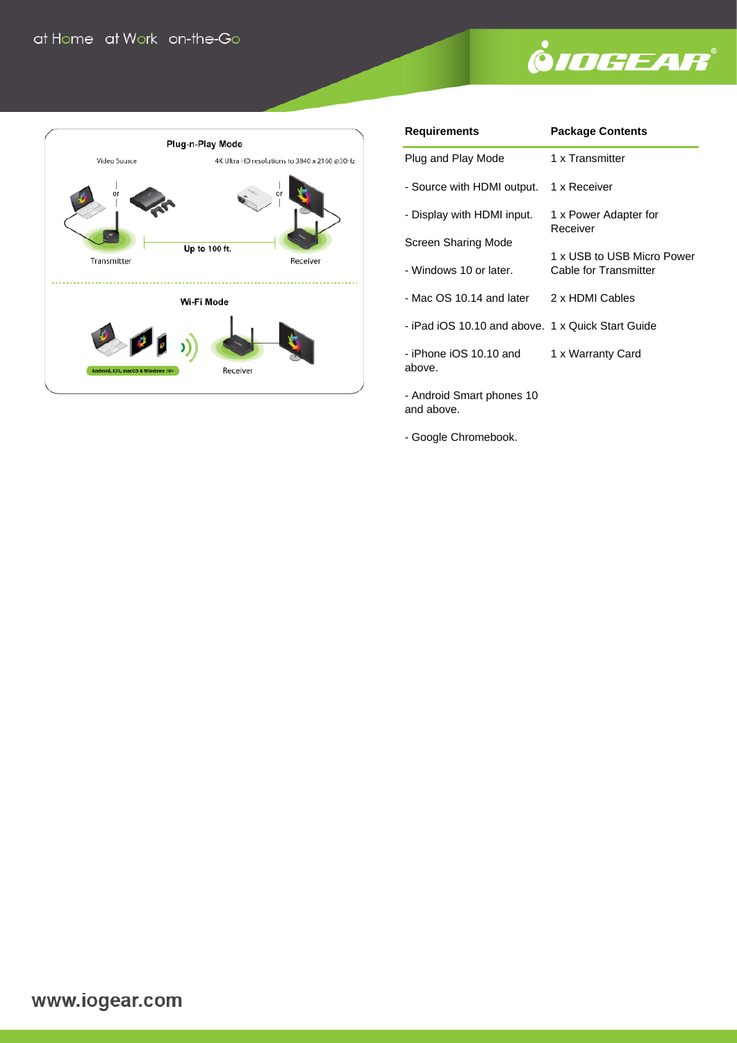| Requirements | Package Contents |
|---|---|
| Plug and Play Mode | 1 x Transmitter |
| - Source with HDMI output. | 1 x Receiver |
| - Display with HDMI input. | 1 x Power Adapter for Receiver |
| Screen Sharing Mode | |
| - Windows 10 or later. | 1 x USB to USB Micro Power Cable for Transmitter |
| - Mac OS 10.14 and later | 2 x HDMI Cables |
| - iPad iOS 10.10 and above. | 1 x Quick Start Guide |
| - iPhone iOS 10.10 and above. | 1 x Warranty Card |
| - Android Smart phones 10 and above. | |
| - Google Chromebook. | |

www.iogear.com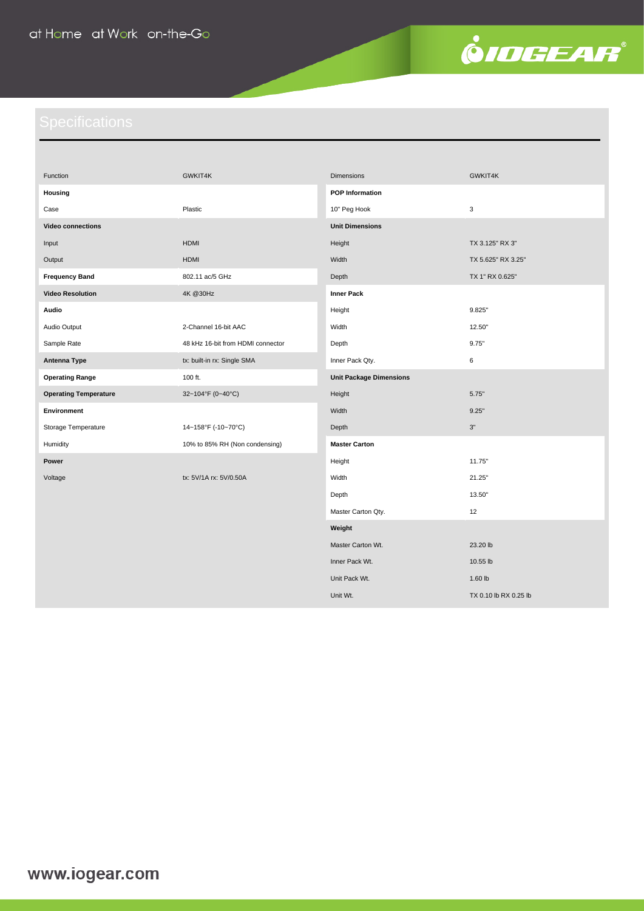## Specifications

| Function | GWKIT4K |
|---|---|
| **Housing** | |
| Case | Plastic |
| **Video connections** | |
| Input | HDMI |
| Output | HDMI |
| **Frequency Band** | 802.11 ac/5 GHz |
| **Video Resolution** | 4K @30Hz |
| **Audio** | |
| Audio Output | 2-Channel 16-bit AAC |
| Sample Rate | 48 kHz 16-bit from HDMI connector |
| **Antenna Type** | tx: built-in rx: Single SMA |
| **Operating Range** | 100 ft. |
| **Operating Temperature** | 32~104°F (0~40°C) |
| **Environment** | |
| Storage Temperature | 14~158°F (-10~70°C) |
| Humidity | 10% to 85% RH (Non condensing) |
| **Power** | |
| Voltage | tx: 5V/1A rx: 5V/0.50A |

| Dimensions | GWKIT4K |
|---|---|
| **POP Information** | |
| 10" Peg Hook | 3 |
| **Unit Dimensions** | |
| Height | TX 3.125" RX 3" |
| Width | TX 5.625" RX 3.25" |
| Depth | TX 1" RX 0.625" |
| **Inner Pack** | |
| Height | 9.825" |
| Width | 12.50" |
| Depth | 9.75" |
| Inner Pack Qty. | 6 |
| **Unit Package Dimensions** | |
| Height | 5.75" |
| Width | 9.25" |
| Depth | 3" |
| **Master Carton** | |
| Height | 11.75" |
| Width | 21.25" |
| Depth | 13.50" |
| Master Carton Qty. | 12 |
| **Weight** | |
| Master Carton Wt. | 23.20 lb |
| Inner Pack Wt. | 10.55 lb |
| Unit Pack Wt. | 1.60 lb |
| Unit Wt. | TX 0.10 lb RX 0.25 lb |

www.iogear.com